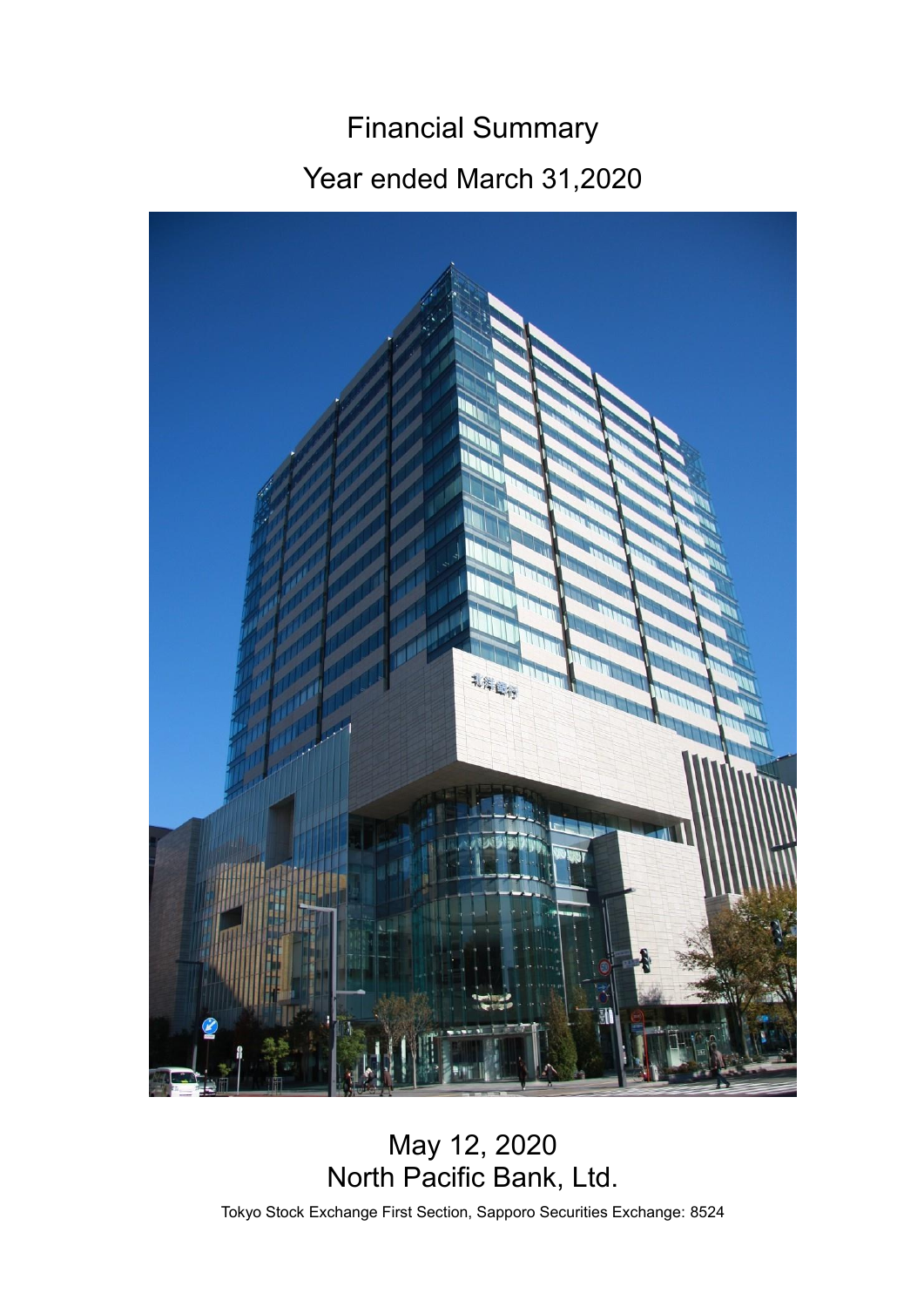# Financial Summary

## Year ended March 31,2020

May 12, 2020
North Pacific Bank, Ltd.

Tokyo Stock Exchange First Section, Sapporo Securities Exchange: 8524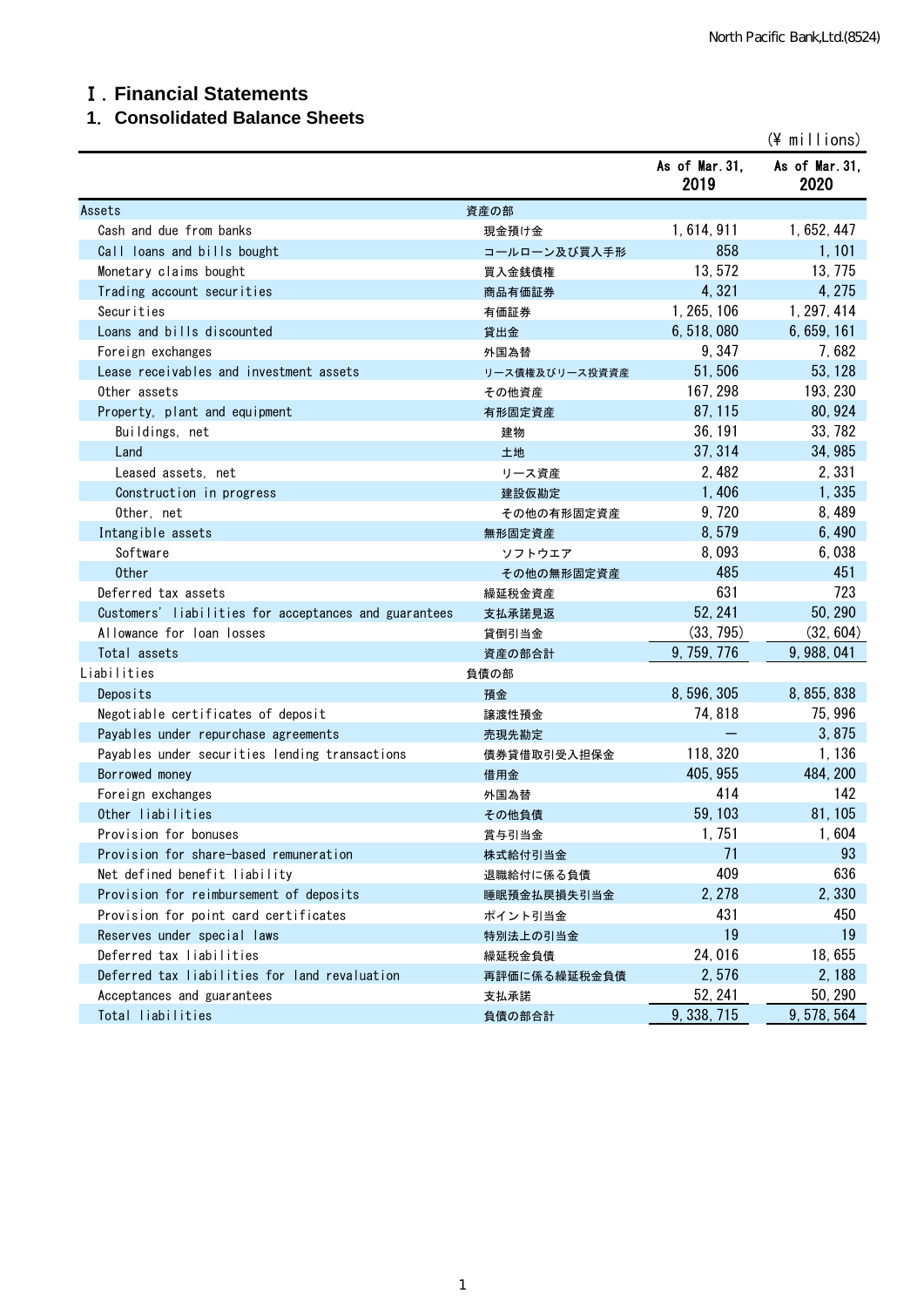# Ⅰ. Financial Statements

## 1. Consolidated Balance Sheets

(¥ millions)

| | | As of Mar. 31, 2019 | As of Mar. 31, 2020 |
|---|---|---|---|
| Assets | 資産の部 | | |
| Cash and due from banks | 現金預け金 | 1,614,911 | 1,652,447 |
| Call loans and bills bought | コールローン及び買入手形 | 858 | 1,101 |
| Monetary claims bought | 買入金銭債権 | 13,572 | 13,775 |
| Trading account securities | 商品有価証券 | 4,321 | 4,275 |
| Securities | 有価証券 | 1,265,106 | 1,297,414 |
| Loans and bills discounted | 貸出金 | 6,518,080 | 6,659,161 |
| Foreign exchanges | 外国為替 | 9,347 | 7,682 |
| Lease receivables and investment assets | リース債権及びリース投資資産 | 51,506 | 53,128 |
| Other assets | その他資産 | 167,298 | 193,230 |
| Property, plant and equipment | 有形固定資産 | 87,115 | 80,924 |
| Buildings, net | 建物 | 36,191 | 33,782 |
| Land | 土地 | 37,314 | 34,985 |
| Leased assets, net | リース資産 | 2,482 | 2,331 |
| Construction in progress | 建設仮勘定 | 1,406 | 1,335 |
| Other, net | その他の有形固定資産 | 9,720 | 8,489 |
| Intangible assets | 無形固定資産 | 8,579 | 6,490 |
| Software | ソフトウエア | 8,093 | 6,038 |
| Other | その他の無形固定資産 | 485 | 451 |
| Deferred tax assets | 繰延税金資産 | 631 | 723 |
| Customers' liabilities for acceptances and guarantees | 支払承諾見返 | 52,241 | 50,290 |
| Allowance for loan losses | 貸倒引当金 | (33,795) | (32,604) |
| Total assets | 資産の部合計 | 9,759,776 | 9,988,041 |
| Liabilities | 負債の部 | | |
| Deposits | 預金 | 8,596,305 | 8,855,838 |
| Negotiable certificates of deposit | 譲渡性預金 | 74,818 | 75,996 |
| Payables under repurchase agreements | 売現先勘定 | ― | 3,875 |
| Payables under securities lending transactions | 債券貸借取引受入担保金 | 118,320 | 1,136 |
| Borrowed money | 借用金 | 405,955 | 484,200 |
| Foreign exchanges | 外国為替 | 414 | 142 |
| Other liabilities | その他負債 | 59,103 | 81,105 |
| Provision for bonuses | 賞与引当金 | 1,751 | 1,604 |
| Provision for share-based remuneration | 株式給付引当金 | 71 | 93 |
| Net defined benefit liability | 退職給付に係る負債 | 409 | 636 |
| Provision for reimbursement of deposits | 睡眠預金払戻損失引当金 | 2,278 | 2,330 |
| Provision for point card certificates | ポイント引当金 | 431 | 450 |
| Reserves under special laws | 特別法上の引当金 | 19 | 19 |
| Deferred tax liabilities | 繰延税金負債 | 24,016 | 18,655 |
| Deferred tax liabilities for land revaluation | 再評価に係る繰延税金負債 | 2,576 | 2,188 |
| Acceptances and guarantees | 支払承諾 | 52,241 | 50,290 |
| Total liabilities | 負債の部合計 | 9,338,715 | 9,578,564 |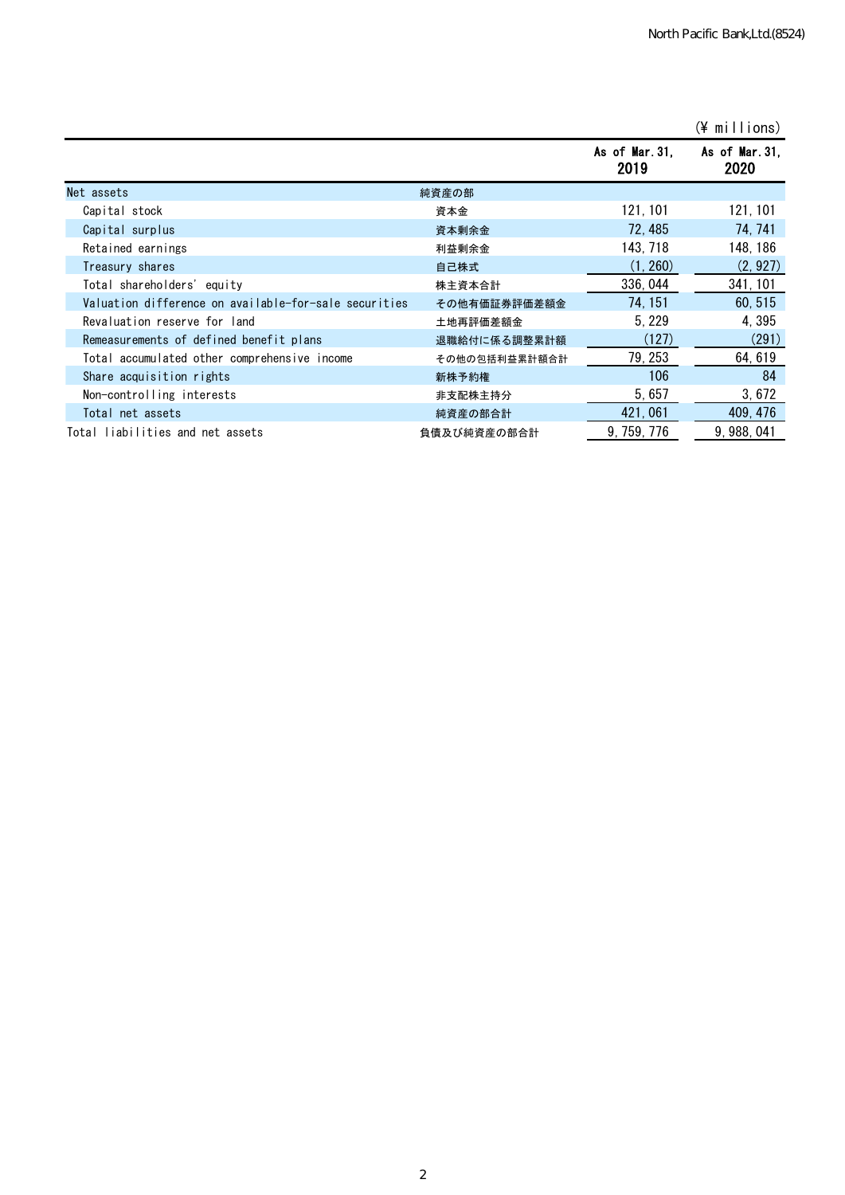(¥ millions)

| | | As of Mar.31, 2019 | As of Mar.31, 2020 |
|---|---|---|---|
| Net assets | 純資産の部 | | |
| Capital stock | 資本金 | 121,101 | 121,101 |
| Capital surplus | 資本剰余金 | 72,485 | 74,741 |
| Retained earnings | 利益剰余金 | 143,718 | 148,186 |
| Treasury shares | 自己株式 | (1,260) | (2,927) |
| Total shareholders' equity | 株主資本合計 | 336,044 | 341,101 |
| Valuation difference on available-for-sale securities | その他有価証券評価差額金 | 74,151 | 60,515 |
| Revaluation reserve for land | 土地再評価差額金 | 5,229 | 4,395 |
| Remeasurements of defined benefit plans | 退職給付に係る調整累計額 | (127) | (291) |
| Total accumulated other comprehensive income | その他の包括利益累計額合計 | 79,253 | 64,619 |
| Share acquisition rights | 新株予約権 | 106 | 84 |
| Non-controlling interests | 非支配株主持分 | 5,657 | 3,672 |
| Total net assets | 純資産の部合計 | 421,061 | 409,476 |
| Total liabilities and net assets | 負債及び純資産の部合計 | 9,759,776 | 9,988,041 |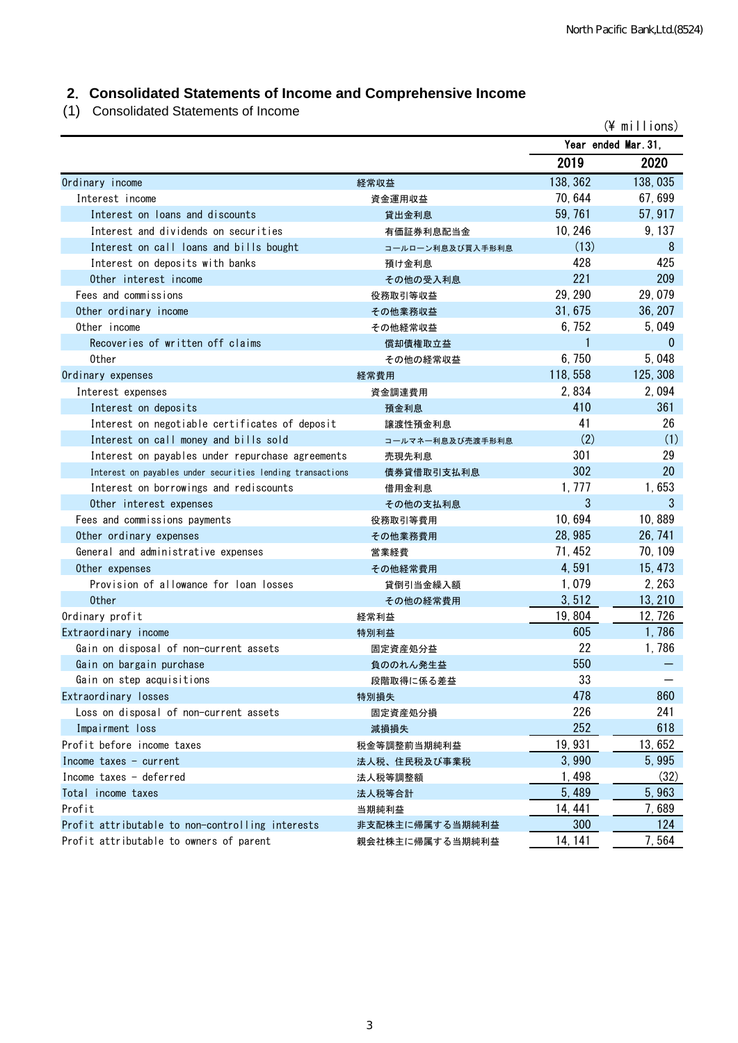## 2. Consolidated Statements of Income and Comprehensive Income

### (1) Consolidated Statements of Income

(¥ millions)

| | | Year ended Mar. 31, | |
|---|---|---|---|
| | | 2019 | 2020 |
| Ordinary income | 経常収益 | 138,362 | 138,035 |
| Interest income | 資金運用収益 | 70,644 | 67,699 |
| Interest on loans and discounts | 貸出金利息 | 59,761 | 57,917 |
| Interest and dividends on securities | 有価証券利息配当金 | 10,246 | 9,137 |
| Interest on call loans and bills bought | コールローン利息及び買入手形利息 | (13) | 8 |
| Interest on deposits with banks | 預け金利息 | 428 | 425 |
| Other interest income | その他の受入利息 | 221 | 209 |
| Fees and commissions | 役務取引等収益 | 29,290 | 29,079 |
| Other ordinary income | その他業務収益 | 31,675 | 36,207 |
| Other income | その他経常収益 | 6,752 | 5,049 |
| Recoveries of written off claims | 償却債権取立益 | 1 | 0 |
| Other | その他の経常収益 | 6,750 | 5,048 |
| Ordinary expenses | 経常費用 | 118,558 | 125,308 |
| Interest expenses | 資金調達費用 | 2,834 | 2,094 |
| Interest on deposits | 預金利息 | 410 | 361 |
| Interest on negotiable certificates of deposit | 譲渡性預金利息 | 41 | 26 |
| Interest on call money and bills sold | コールマネー利息及び売渡手形利息 | (2) | (1) |
| Interest on payables under repurchase agreements | 売現先利息 | 301 | 29 |
| Interest on payables under securities lending transactions | 債券貸借取引支払利息 | 302 | 20 |
| Interest on borrowings and rediscounts | 借用金利息 | 1,777 | 1,653 |
| Other interest expenses | その他の支払利息 | 3 | 3 |
| Fees and commissions payments | 役務取引等費用 | 10,694 | 10,889 |
| Other ordinary expenses | その他業務費用 | 28,985 | 26,741 |
| General and administrative expenses | 営業経費 | 71,452 | 70,109 |
| Other expenses | その他経常費用 | 4,591 | 15,473 |
| Provision of allowance for loan losses | 貸倒引当金繰入額 | 1,079 | 2,263 |
| Other | その他の経常費用 | 3,512 | 13,210 |
| Ordinary profit | 経常利益 | 19,804 | 12,726 |
| Extraordinary income | 特別利益 | 605 | 1,786 |
| Gain on disposal of non-current assets | 固定資産処分益 | 22 | 1,786 |
| Gain on bargain purchase | 負ののれん発生益 | 550 | ― |
| Gain on step acquisitions | 段階取得に係る差益 | 33 | ― |
| Extraordinary losses | 特別損失 | 478 | 860 |
| Loss on disposal of non-current assets | 固定資産処分損 | 226 | 241 |
| Impairment loss | 減損損失 | 252 | 618 |
| Profit before income taxes | 税金等調整前当期純利益 | 19,931 | 13,652 |
| Income taxes - current | 法人税、住民税及び事業税 | 3,990 | 5,995 |
| Income taxes - deferred | 法人税等調整額 | 1,498 | (32) |
| Total income taxes | 法人税等合計 | 5,489 | 5,963 |
| Profit | 当期純利益 | 14,441 | 7,689 |
| Profit attributable to non-controlling interests | 非支配株主に帰属する当期純利益 | 300 | 124 |
| Profit attributable to owners of parent | 親会社株主に帰属する当期純利益 | 14,141 | 7,564 |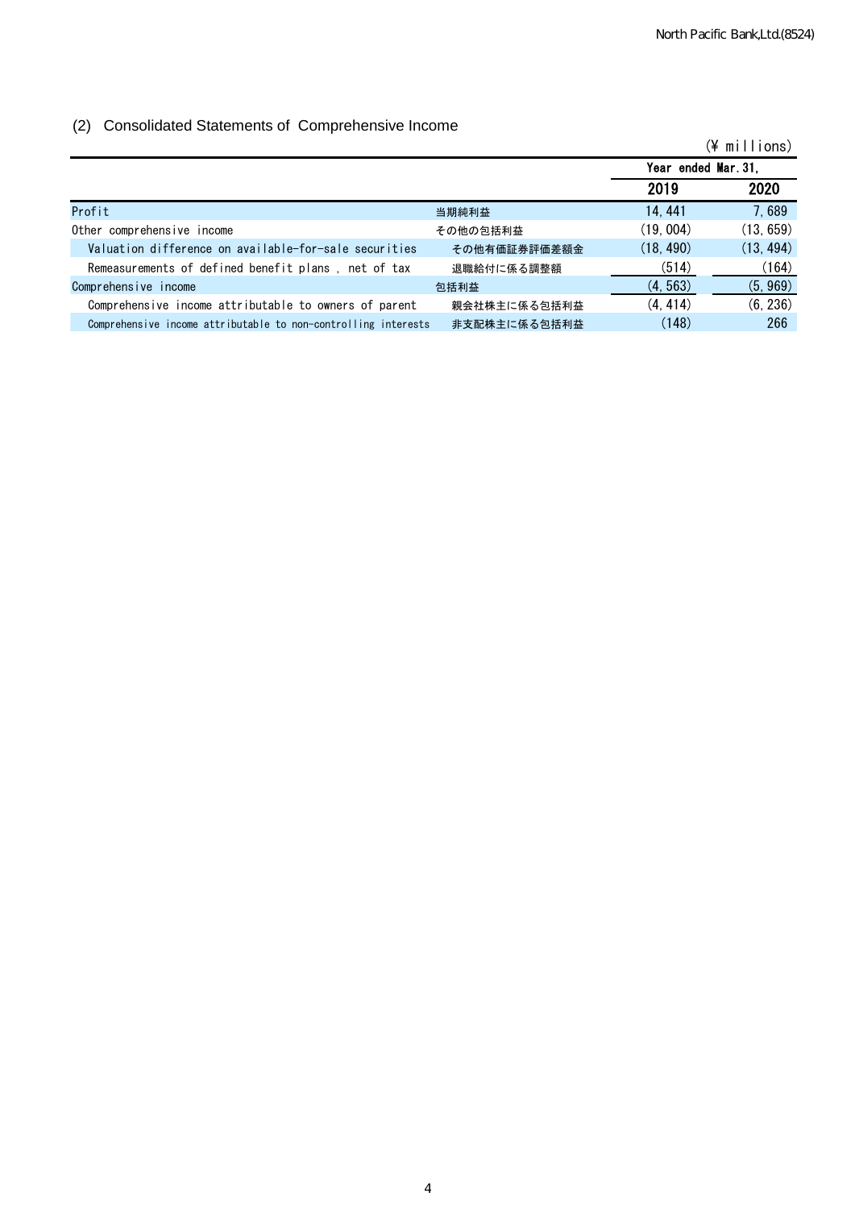## (2) Consolidated Statements of Comprehensive Income

(¥ millions)

| | | Year ended Mar. 31, | |
|---|---|---|---|
| | | 2019 | 2020 |
| Profit | 当期純利益 | 14,441 | 7,689 |
| Other comprehensive income | その他の包括利益 | (19,004) | (13,659) |
| Valuation difference on available-for-sale securities | その他有価証券評価差額金 | (18,490) | (13,494) |
| Remeasurements of defined benefit plans , net of tax | 退職給付に係る調整額 | (514) | (164) |
| Comprehensive income | 包括利益 | (4,563) | (5,969) |
| Comprehensive income attributable to owners of parent | 親会社株主に係る包括利益 | (4,414) | (6,236) |
| Comprehensive income attributable to non-controlling interests | 非支配株主に係る包括利益 | (148) | 266 |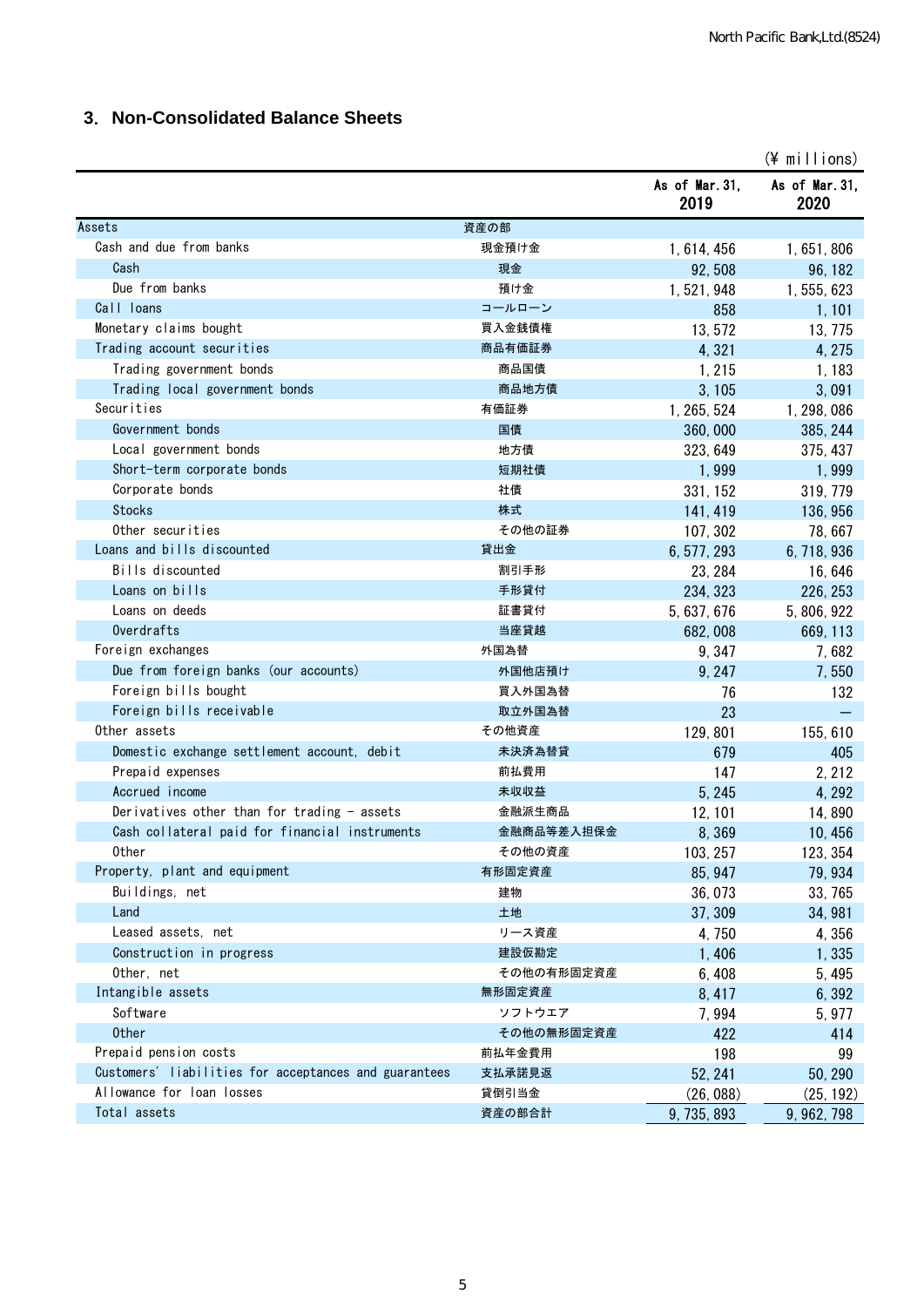## 3. Non-Consolidated Balance Sheets

(¥ millions)

| | | As of Mar. 31, 2019 | As of Mar. 31, 2020 |
|---|---|---|---|
| Assets | 資産の部 | | |
| Cash and due from banks | 現金預け金 | 1, 614, 456 | 1, 651, 806 |
| Cash | 現金 | 92, 508 | 96, 182 |
| Due from banks | 預け金 | 1, 521, 948 | 1, 555, 623 |
| Call loans | コールローン | 858 | 1, 101 |
| Monetary claims bought | 買入金銭債権 | 13, 572 | 13, 775 |
| Trading account securities | 商品有価証券 | 4, 321 | 4, 275 |
| Trading government bonds | 商品国債 | 1, 215 | 1, 183 |
| Trading local government bonds | 商品地方債 | 3, 105 | 3, 091 |
| Securities | 有価証券 | 1, 265, 524 | 1, 298, 086 |
| Government bonds | 国債 | 360, 000 | 385, 244 |
| Local government bonds | 地方債 | 323, 649 | 375, 437 |
| Short-term corporate bonds | 短期社債 | 1, 999 | 1, 999 |
| Corporate bonds | 社債 | 331, 152 | 319, 779 |
| Stocks | 株式 | 141, 419 | 136, 956 |
| Other securities | その他の証券 | 107, 302 | 78, 667 |
| Loans and bills discounted | 貸出金 | 6, 577, 293 | 6, 718, 936 |
| Bills discounted | 割引手形 | 23, 284 | 16, 646 |
| Loans on bills | 手形貸付 | 234, 323 | 226, 253 |
| Loans on deeds | 証書貸付 | 5, 637, 676 | 5, 806, 922 |
| Overdrafts | 当座貸越 | 682, 008 | 669, 113 |
| Foreign exchanges | 外国為替 | 9, 347 | 7, 682 |
| Due from foreign banks (our accounts) | 外国他店預け | 9, 247 | 7, 550 |
| Foreign bills bought | 買入外国為替 | 76 | 132 |
| Foreign bills receivable | 取立外国為替 | 23 | — |
| Other assets | その他資産 | 129, 801 | 155, 610 |
| Domestic exchange settlement account, debit | 未決済為替貸 | 679 | 405 |
| Prepaid expenses | 前払費用 | 147 | 2, 212 |
| Accrued income | 未収収益 | 5, 245 | 4, 292 |
| Derivatives other than for trading - assets | 金融派生商品 | 12, 101 | 14, 890 |
| Cash collateral paid for financial instruments | 金融商品等差入担保金 | 8, 369 | 10, 456 |
| Other | その他の資産 | 103, 257 | 123, 354 |
| Property, plant and equipment | 有形固定資産 | 85, 947 | 79, 934 |
| Buildings, net | 建物 | 36, 073 | 33, 765 |
| Land | 土地 | 37, 309 | 34, 981 |
| Leased assets, net | リース資産 | 4, 750 | 4, 356 |
| Construction in progress | 建設仮勘定 | 1, 406 | 1, 335 |
| Other, net | その他の有形固定資産 | 6, 408 | 5, 495 |
| Intangible assets | 無形固定資産 | 8, 417 | 6, 392 |
| Software | ソフトウエア | 7, 994 | 5, 977 |
| Other | その他の無形固定資産 | 422 | 414 |
| Prepaid pension costs | 前払年金費用 | 198 | 99 |
| Customers' liabilities for acceptances and guarantees | 支払承諾見返 | 52, 241 | 50, 290 |
| Allowance for loan losses | 貸倒引当金 | (26, 088) | (25, 192) |
| Total assets | 資産の部合計 | 9, 735, 893 | 9, 962, 798 |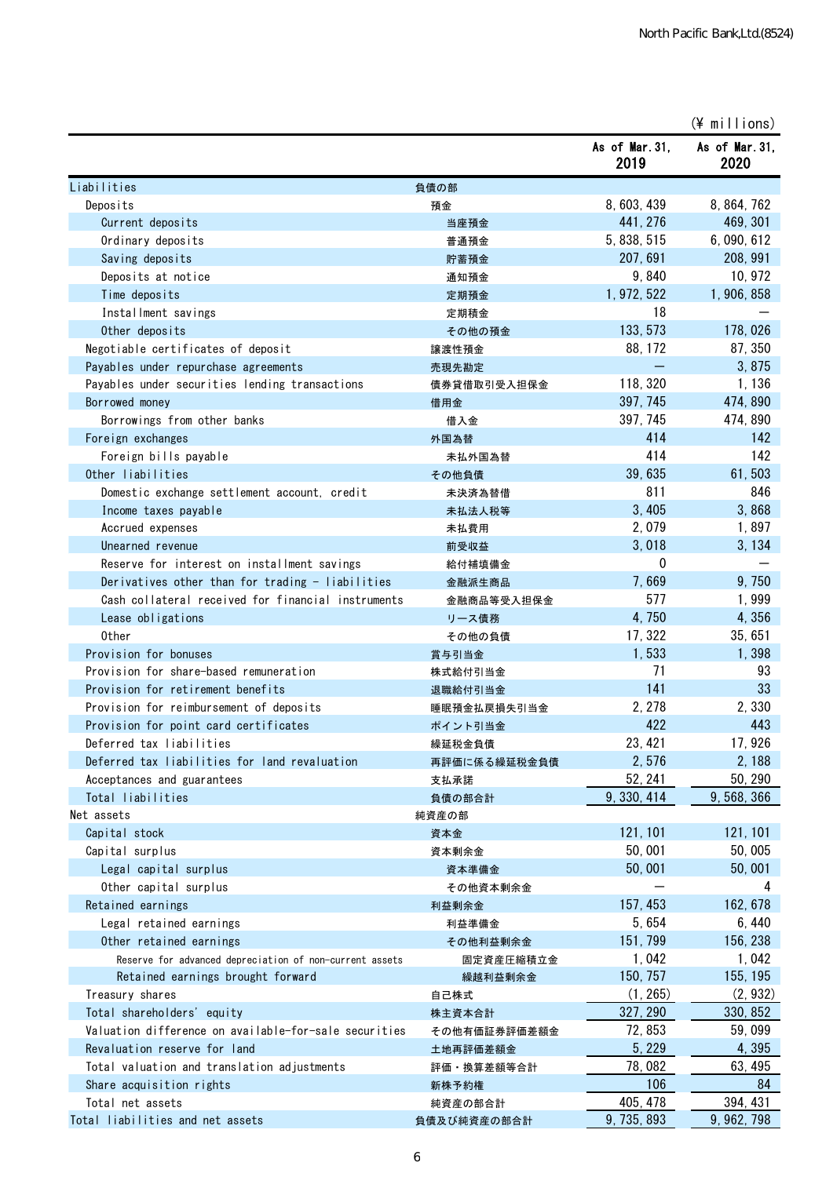(¥ millions)

| | | As of Mar.31, 2019 | As of Mar.31, 2020 |
|---|---|---|---|
| Liabilities | 負債の部 | | |
| Deposits | 預金 | 8,603,439 | 8,864,762 |
| Current deposits | 当座預金 | 441,276 | 469,301 |
| Ordinary deposits | 普通預金 | 5,838,515 | 6,090,612 |
| Saving deposits | 貯蓄預金 | 207,691 | 208,991 |
| Deposits at notice | 通知預金 | 9,840 | 10,972 |
| Time deposits | 定期預金 | 1,972,522 | 1,906,858 |
| Installment savings | 定期積金 | 18 | ― |
| Other deposits | その他の預金 | 133,573 | 178,026 |
| Negotiable certificates of deposit | 譲渡性預金 | 88,172 | 87,350 |
| Payables under repurchase agreements | 売現先勘定 | ― | 3,875 |
| Payables under securities lending transactions | 債券貸借取引受入担保金 | 118,320 | 1,136 |
| Borrowed money | 借用金 | 397,745 | 474,890 |
| Borrowings from other banks | 借入金 | 397,745 | 474,890 |
| Foreign exchanges | 外国為替 | 414 | 142 |
| Foreign bills payable | 未払外国為替 | 414 | 142 |
| Other liabilities | その他負債 | 39,635 | 61,503 |
| Domestic exchange settlement account, credit | 未決済為替借 | 811 | 846 |
| Income taxes payable | 未払法人税等 | 3,405 | 3,868 |
| Accrued expenses | 未払費用 | 2,079 | 1,897 |
| Unearned revenue | 前受収益 | 3,018 | 3,134 |
| Reserve for interest on installment savings | 給付補填備金 | 0 | ― |
| Derivatives other than for trading - liabilities | 金融派生商品 | 7,669 | 9,750 |
| Cash collateral received for financial instruments | 金融商品等受入担保金 | 577 | 1,999 |
| Lease obligations | リース債務 | 4,750 | 4,356 |
| Other | その他の負債 | 17,322 | 35,651 |
| Provision for bonuses | 賞与引当金 | 1,533 | 1,398 |
| Provision for share-based remuneration | 株式給付引当金 | 71 | 93 |
| Provision for retirement benefits | 退職給付引当金 | 141 | 33 |
| Provision for reimbursement of deposits | 睡眠預金払戻損失引当金 | 2,278 | 2,330 |
| Provision for point card certificates | ポイント引当金 | 422 | 443 |
| Deferred tax liabilities | 繰延税金負債 | 23,421 | 17,926 |
| Deferred tax liabilities for land revaluation | 再評価に係る繰延税金負債 | 2,576 | 2,188 |
| Acceptances and guarantees | 支払承諾 | 52,241 | 50,290 |
| Total liabilities | 負債の部合計 | 9,330,414 | 9,568,366 |
| Net assets | 純資産の部 | | |
| Capital stock | 資本金 | 121,101 | 121,101 |
| Capital surplus | 資本剰余金 | 50,001 | 50,005 |
| Legal capital surplus | 資本準備金 | 50,001 | 50,001 |
| Other capital surplus | その他資本剰余金 | ― | 4 |
| Retained earnings | 利益剰余金 | 157,453 | 162,678 |
| Legal retained earnings | 利益準備金 | 5,654 | 6,440 |
| Other retained earnings | その他利益剰余金 | 151,799 | 156,238 |
| Reserve for advanced depreciation of non-current assets | 固定資産圧縮積立金 | 1,042 | 1,042 |
| Retained earnings brought forward | 繰越利益剰余金 | 150,757 | 155,195 |
| Treasury shares | 自己株式 | (1,265) | (2,932) |
| Total shareholders' equity | 株主資本合計 | 327,290 | 330,852 |
| Valuation difference on available-for-sale securities | その他有価証券評価差額金 | 72,853 | 59,099 |
| Revaluation reserve for land | 土地再評価差額金 | 5,229 | 4,395 |
| Total valuation and translation adjustments | 評価・換算差額等合計 | 78,082 | 63,495 |
| Share acquisition rights | 新株予約権 | 106 | 84 |
| Total net assets | 純資産の部合計 | 405,478 | 394,431 |
| Total liabilities and net assets | 負債及び純資産の部合計 | 9,735,893 | 9,962,798 |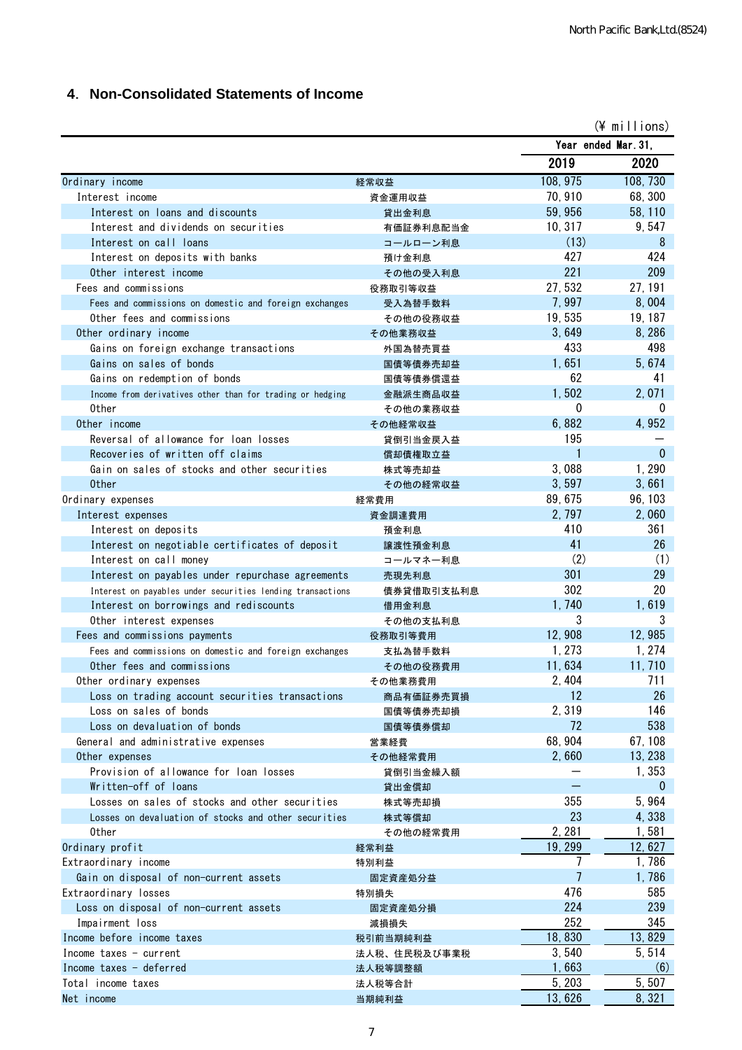## 4. Non-Consolidated Statements of Income

(¥ millions)

| | | Year ended Mar.31, | |
|---|---|---|---|
| | | 2019 | 2020 |
| Ordinary income | 経常収益 | 108,975 | 108,730 |
| Interest income | 資金運用収益 | 70,910 | 68,300 |
| Interest on loans and discounts | 貸出金利息 | 59,956 | 58,110 |
| Interest and dividends on securities | 有価証券利息配当金 | 10,317 | 9,547 |
| Interest on call loans | コールローン利息 | (13) | 8 |
| Interest on deposits with banks | 預け金利息 | 427 | 424 |
| Other interest income | その他の受入利息 | 221 | 209 |
| Fees and commissions | 役務取引等収益 | 27,532 | 27,191 |
| Fees and commissions on domestic and foreign exchanges | 受入為替手数料 | 7,997 | 8,004 |
| Other fees and commissions | その他の役務収益 | 19,535 | 19,187 |
| Other ordinary income | その他業務収益 | 3,649 | 8,286 |
| Gains on foreign exchange transactions | 外国為替売買益 | 433 | 498 |
| Gains on sales of bonds | 国債等債券売却益 | 1,651 | 5,674 |
| Gains on redemption of bonds | 国債等債券償還益 | 62 | 41 |
| Income from derivatives other than for trading or hedging | 金融派生商品収益 | 1,502 | 2,071 |
| Other | その他の業務収益 | 0 | 0 |
| Other income | その他経常収益 | 6,882 | 4,952 |
| Reversal of allowance for loan losses | 貸倒引当金戻入益 | 195 | ― |
| Recoveries of written off claims | 償却債権取立益 | 1 | 0 |
| Gain on sales of stocks and other securities | 株式等売却益 | 3,088 | 1,290 |
| Other | その他の経常収益 | 3,597 | 3,661 |
| Ordinary expenses | 経常費用 | 89,675 | 96,103 |
| Interest expenses | 資金調達費用 | 2,797 | 2,060 |
| Interest on deposits | 預金利息 | 410 | 361 |
| Interest on negotiable certificates of deposit | 譲渡性預金利息 | 41 | 26 |
| Interest on call money | コールマネー利息 | (2) | (1) |
| Interest on payables under repurchase agreements | 売現先利息 | 301 | 29 |
| Interest on payables under securities lending transactions | 債券貸借取引支払利息 | 302 | 20 |
| Interest on borrowings and rediscounts | 借用金利息 | 1,740 | 1,619 |
| Other interest expenses | その他の支払利息 | 3 | 3 |
| Fees and commissions payments | 役務取引等費用 | 12,908 | 12,985 |
| Fees and commissions on domestic and foreign exchanges | 支払為替手数料 | 1,273 | 1,274 |
| Other fees and commissions | その他の役務費用 | 11,634 | 11,710 |
| Other ordinary expenses | その他業務費用 | 2,404 | 711 |
| Loss on trading account securities transactions | 商品有価証券売買損 | 12 | 26 |
| Loss on sales of bonds | 国債等債券売却損 | 2,319 | 146 |
| Loss on devaluation of bonds | 国債等債券償却 | 72 | 538 |
| General and administrative expenses | 営業経費 | 68,904 | 67,108 |
| Other expenses | その他経常費用 | 2,660 | 13,238 |
| Provision of allowance for loan losses | 貸倒引当金繰入額 | ― | 1,353 |
| Written-off of loans | 貸出金償却 | ― | 0 |
| Losses on sales of stocks and other securities | 株式等売却損 | 355 | 5,964 |
| Losses on devaluation of stocks and other securities | 株式等償却 | 23 | 4,338 |
| Other | その他の経常費用 | 2,281 | 1,581 |
| Ordinary profit | 経常利益 | 19,299 | 12,627 |
| Extraordinary income | 特別利益 | 7 | 1,786 |
| Gain on disposal of non-current assets | 固定資産処分益 | 7 | 1,786 |
| Extraordinary losses | 特別損失 | 476 | 585 |
| Loss on disposal of non-current assets | 固定資産処分損 | 224 | 239 |
| Impairment loss | 減損損失 | 252 | 345 |
| Income before income taxes | 税引前当期純利益 | 18,830 | 13,829 |
| Income taxes - current | 法人税、住民税及び事業税 | 3,540 | 5,514 |
| Income taxes - deferred | 法人税等調整額 | 1,663 | (6) |
| Total income taxes | 法人税等合計 | 5,203 | 5,507 |
| Net income | 当期純利益 | 13,626 | 8,321 |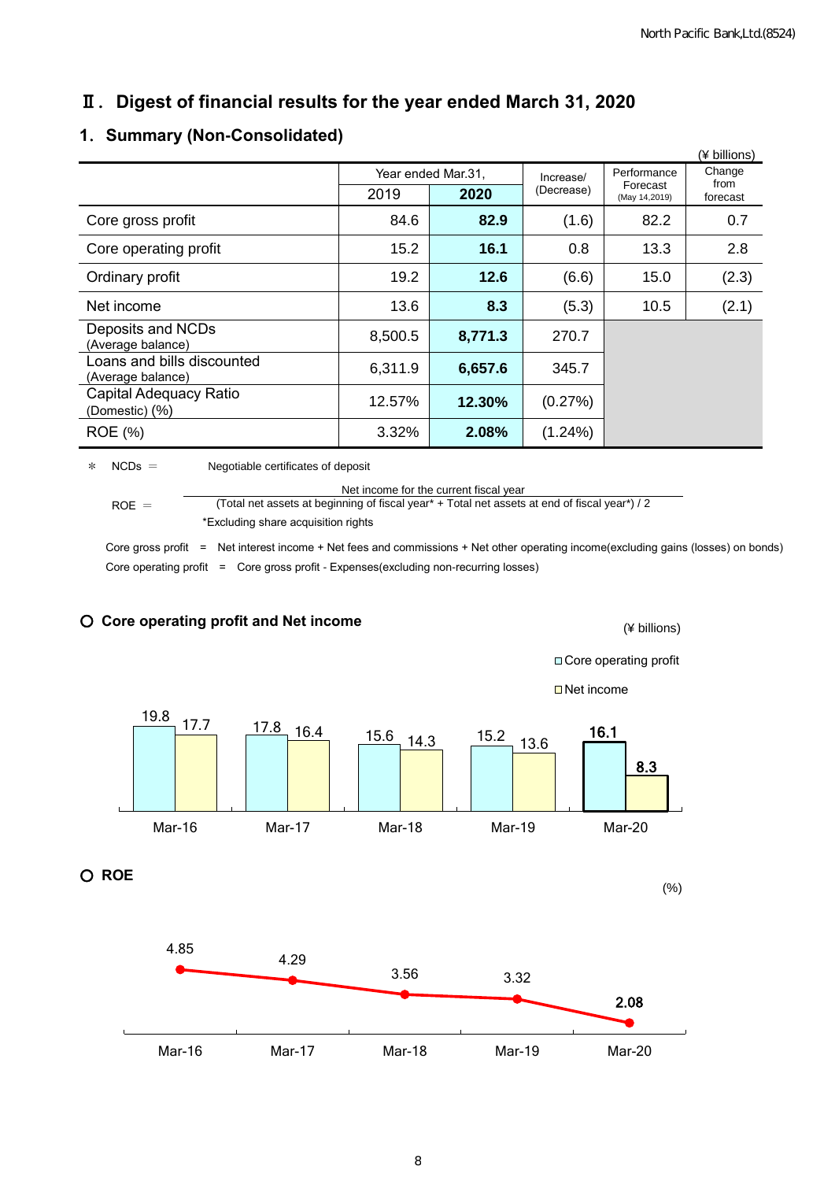# Ⅱ. Digest of financial results for the year ended March 31, 2020

## 1. Summary (Non-Consolidated)

(¥ billions)

| | Year ended Mar.31, 2019 | Year ended Mar.31, 2020 | Increase/ (Decrease) | Performance Forecast (May 14,2019) | Change from forecast |
|---|---|---|---|---|---|
| Core gross profit | 84.6 | **82.9** | (1.6) | 82.2 | 0.7 |
| Core operating profit | 15.2 | **16.1** | 0.8 | 13.3 | 2.8 |
| Ordinary profit | 19.2 | **12.6** | (6.6) | 15.0 | (2.3) |
| Net income | 13.6 | **8.3** | (5.3) | 10.5 | (2.1) |
| Deposits and NCDs (Average balance) | 8,500.5 | **8,771.3** | 270.7 | | |
| Loans and bills discounted (Average balance) | 6,311.9 | **6,657.6** | 345.7 | | |
| Capital Adequacy Ratio (Domestic) (%) | 12.57% | **12.30%** | (0.27%) | | |
| ROE (%) | 3.32% | **2.08%** | (1.24%) | | |

＊ NCDs ＝ Negotiable certificates of deposit

ROE ＝ Net income for the current fiscal year / ((Total net assets at beginning of fiscal year* + Total net assets at end of fiscal year*) / 2)

*Excluding share acquisition rights

Core gross profit = Net interest income + Net fees and commissions + Net other operating income(excluding gains (losses) on bonds)

Core operating profit = Core gross profit - Expenses(excluding non-recurring losses)

### ○ Core operating profit and Net income

(¥ billions)

| | Mar-16 | Mar-17 | Mar-18 | Mar-19 | Mar-20 |
|---|---|---|---|---|---|
| Core operating profit | 19.8 | 17.8 | 15.6 | 15.2 | **16.1** |
| Net income | 17.7 | 16.4 | 14.3 | 13.6 | **8.3** |

### ○ ROE

(%)

| Mar-16 | Mar-17 | Mar-18 | Mar-19 | Mar-20 |
|---|---|---|---|---|
| 4.85 | 4.29 | 3.56 | 3.32 | **2.08** |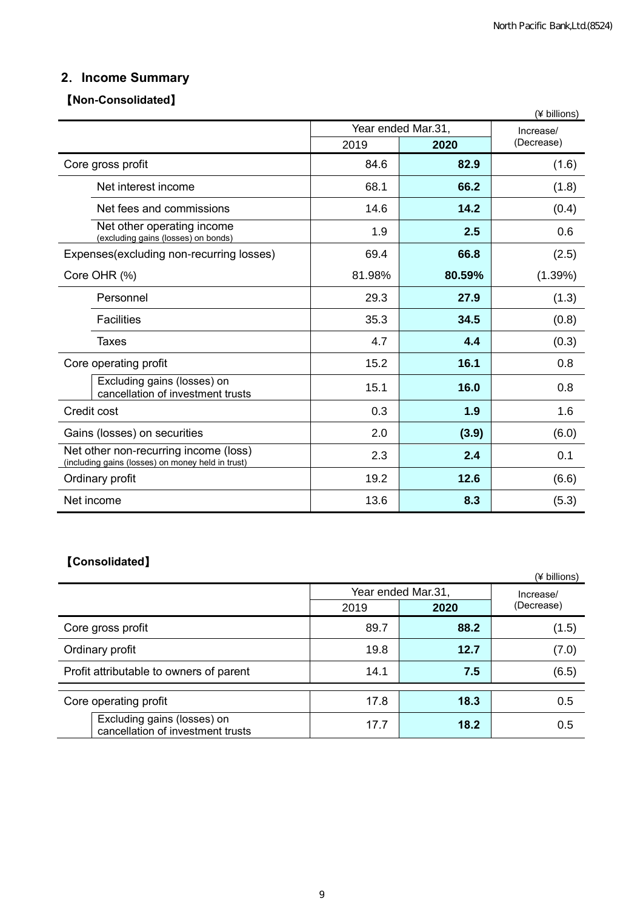## 2. Income Summary

### 【Non-Consolidated】

(¥ billions)

| | Year ended Mar.31, 2019 | Year ended Mar.31, 2020 | Increase/ (Decrease) |
|---|---|---|---|
| Core gross profit | 84.6 | **82.9** | (1.6) |
| Net interest income | 68.1 | **66.2** | (1.8) |
| Net fees and commissions | 14.6 | **14.2** | (0.4) |
| Net other operating income (excluding gains (losses) on bonds) | 1.9 | **2.5** | 0.6 |
| Expenses(excluding non-recurring losses) | 69.4 | **66.8** | (2.5) |
| Core OHR (%) | 81.98% | **80.59%** | (1.39%) |
| Personnel | 29.3 | **27.9** | (1.3) |
| Facilities | 35.3 | **34.5** | (0.8) |
| Taxes | 4.7 | **4.4** | (0.3) |
| Core operating profit | 15.2 | **16.1** | 0.8 |
| Excluding gains (losses) on cancellation of investment trusts | 15.1 | **16.0** | 0.8 |
| Credit cost | 0.3 | **1.9** | 1.6 |
| Gains (losses) on securities | 2.0 | **(3.9)** | (6.0) |
| Net other non-recurring income (loss) (including gains (losses) on money held in trust) | 2.3 | **2.4** | 0.1 |
| Ordinary profit | 19.2 | **12.6** | (6.6) |
| Net income | 13.6 | **8.3** | (5.3) |

### 【Consolidated】

(¥ billions)

| | Year ended Mar.31, 2019 | Year ended Mar.31, 2020 | Increase/ (Decrease) |
|---|---|---|---|
| Core gross profit | 89.7 | **88.2** | (1.5) |
| Ordinary profit | 19.8 | **12.7** | (7.0) |
| Profit attributable to owners of parent | 14.1 | **7.5** | (6.5) |
| Core operating profit | 17.8 | **18.3** | 0.5 |
| Excluding gains (losses) on cancellation of investment trusts | 17.7 | **18.2** | 0.5 |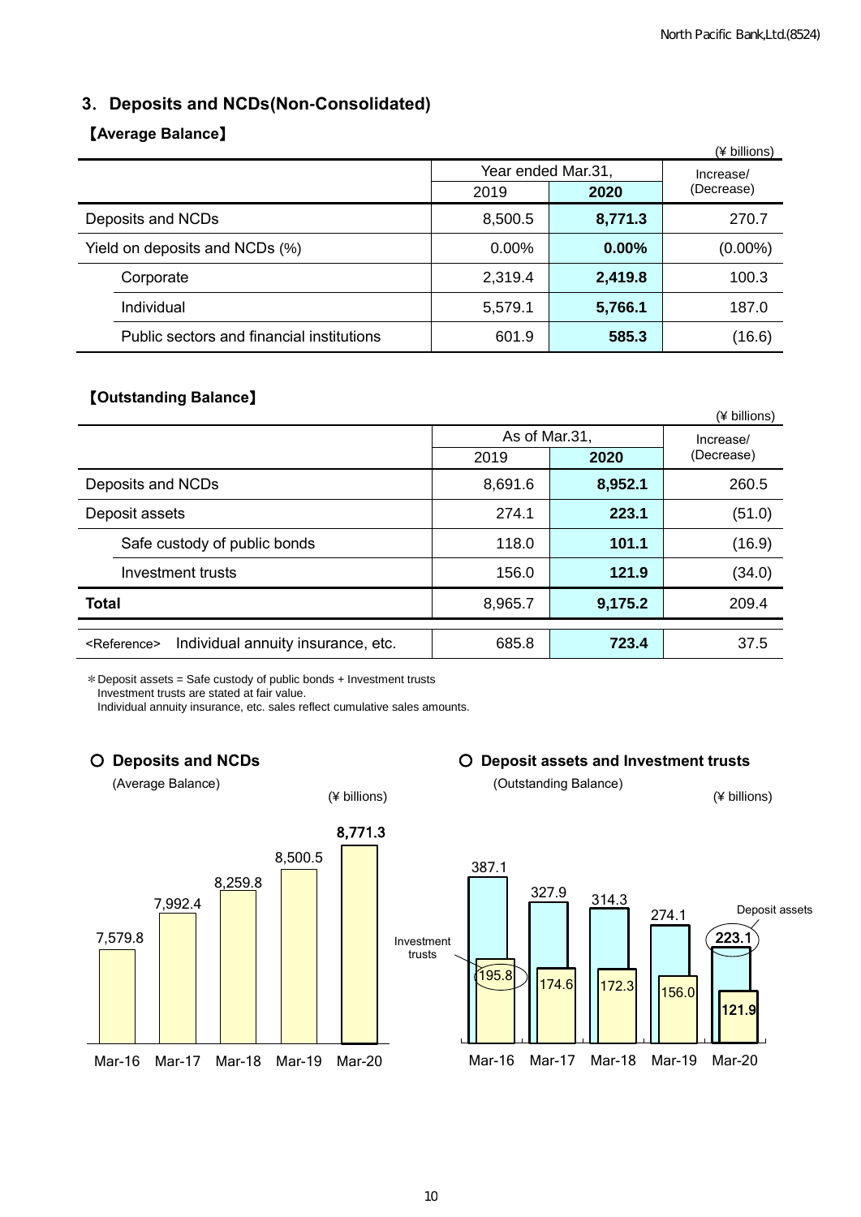## 3. Deposits and NCDs(Non-Consolidated)

### 【Average Balance】

(¥ billions)

| | Year ended Mar.31, 2019 | Year ended Mar.31, 2020 | Increase/ (Decrease) |
|---|---|---|---|
| Deposits and NCDs | 8,500.5 | **8,771.3** | 270.7 |
| Yield on deposits and NCDs (%) | 0.00% | **0.00%** | (0.00%) |
| Corporate | 2,319.4 | **2,419.8** | 100.3 |
| Individual | 5,579.1 | **5,766.1** | 187.0 |
| Public sectors and financial institutions | 601.9 | **585.3** | (16.6) |

### 【Outstanding Balance】

(¥ billions)

| | As of Mar.31, 2019 | As of Mar.31, 2020 | Increase/ (Decrease) |
|---|---|---|---|
| Deposits and NCDs | 8,691.6 | **8,952.1** | 260.5 |
| Deposit assets | 274.1 | **223.1** | (51.0) |
| Safe custody of public bonds | 118.0 | **101.1** | (16.9) |
| Investment trusts | 156.0 | **121.9** | (34.0) |
| **Total** | 8,965.7 | **9,175.2** | 209.4 |
| <Reference> Individual annuity insurance, etc. | 685.8 | **723.4** | 37.5 |

＊Deposit assets = Safe custody of public bonds + Investment trusts
Investment trusts are stated at fair value.
Individual annuity insurance, etc. sales reflect cumulative sales amounts.

### ○ Deposits and NCDs

(Average Balance) (¥ billions)

| | Mar-16 | Mar-17 | Mar-18 | Mar-19 | Mar-20 |
|---|---|---|---|---|---|
| Deposits and NCDs | 7,579.8 | 7,992.4 | 8,259.8 | 8,500.5 | **8,771.3** |

### ○ Deposit assets and Investment trusts

(Outstanding Balance) (¥ billions)

| | Mar-16 | Mar-17 | Mar-18 | Mar-19 | Mar-20 |
|---|---|---|---|---|---|
| Deposit assets | 387.1 | 327.9 | 314.3 | 274.1 | **223.1** |
| Investment trusts | 195.8 | 174.6 | 172.3 | 156.0 | **121.9** |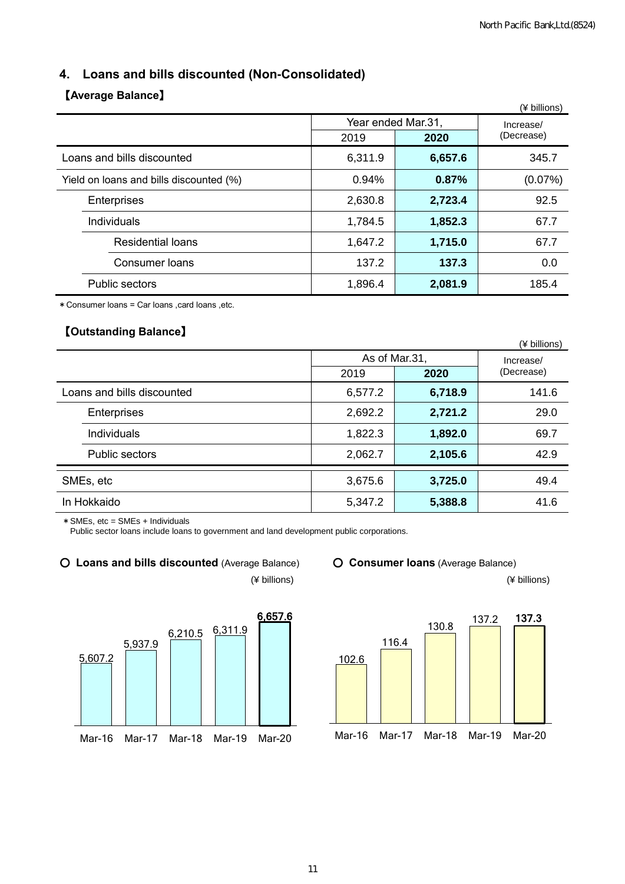## 4. Loans and bills discounted (Non-Consolidated)

### 【Average Balance】

(¥ billions)

| | Year ended Mar.31, | | Increase/ (Decrease) |
|---|---|---|---|
| | 2019 | **2020** | |
| Loans and bills discounted | 6,311.9 | **6,657.6** | 345.7 |
| Yield on loans and bills discounted (%) | 0.94% | **0.87%** | (0.07%) |
| Enterprises | 2,630.8 | **2,723.4** | 92.5 |
| Individuals | 1,784.5 | **1,852.3** | 67.7 |
| Residential loans | 1,647.2 | **1,715.0** | 67.7 |
| Consumer loans | 137.2 | **137.3** | 0.0 |
| Public sectors | 1,896.4 | **2,081.9** | 185.4 |

*Consumer loans = Car loans ,card loans ,etc.

### 【Outstanding Balance】

(¥ billions)

| | As of Mar.31, | | Increase/ (Decrease) |
|---|---|---|---|
| | 2019 | **2020** | |
| Loans and bills discounted | 6,577.2 | **6,718.9** | 141.6 |
| Enterprises | 2,692.2 | **2,721.2** | 29.0 |
| Individuals | 1,822.3 | **1,892.0** | 69.7 |
| Public sectors | 2,062.7 | **2,105.6** | 42.9 |
| SMEs, etc | 3,675.6 | **3,725.0** | 49.4 |
| In Hokkaido | 5,347.2 | **5,388.8** | 41.6 |

*SMEs, etc = SMEs + Individuals
Public sector loans include loans to government and land development public corporations.

○ **Loans and bills discounted** (Average Balance)

(¥ billions)

| Mar-16 | Mar-17 | Mar-18 | Mar-19 | Mar-20 |
|---|---|---|---|---|
| 5,607.2 | 5,937.9 | 6,210.5 | 6,311.9 | **6,657.6** |

○ **Consumer loans** (Average Balance)

(¥ billions)

| Mar-16 | Mar-17 | Mar-18 | Mar-19 | Mar-20 |
|---|---|---|---|---|
| 102.6 | 116.4 | 130.8 | 137.2 | **137.3** |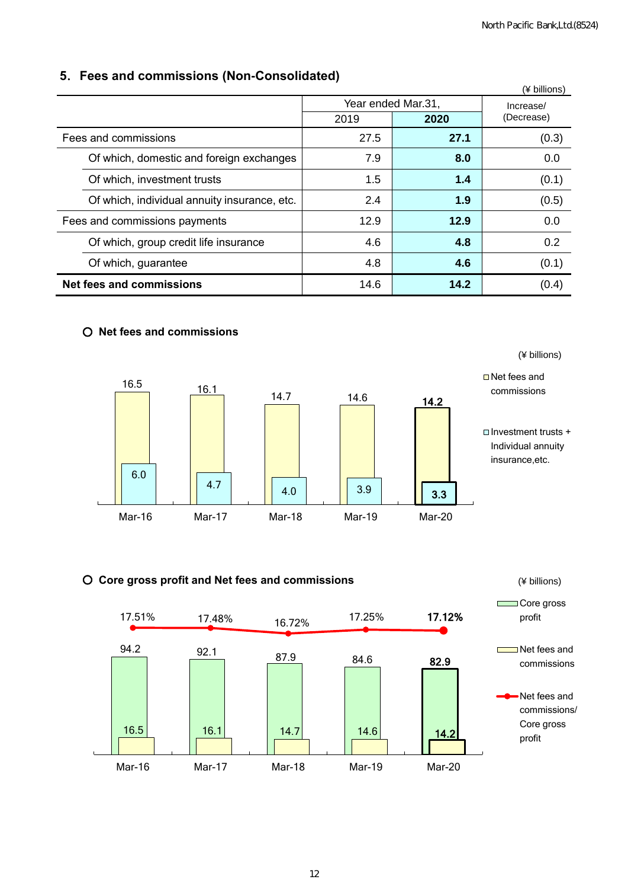## 5. Fees and commissions (Non-Consolidated)

(¥ billions)

| | Year ended Mar.31, | | Increase/ (Decrease) |
|---|---|---|---|
| | 2019 | **2020** | |
| Fees and commissions | 27.5 | **27.1** | (0.3) |
| Of which, domestic and foreign exchanges | 7.9 | **8.0** | 0.0 |
| Of which, investment trusts | 1.5 | **1.4** | (0.1) |
| Of which, individual annuity insurance, etc. | 2.4 | **1.9** | (0.5) |
| Fees and commissions payments | 12.9 | **12.9** | 0.0 |
| Of which, group credit life insurance | 4.6 | **4.8** | 0.2 |
| Of which, guarantee | 4.8 | **4.6** | (0.1) |
| **Net fees and commissions** | 14.6 | **14.2** | (0.4) |

### ○ Net fees and commissions

(¥ billions)

| | Mar-16 | Mar-17 | Mar-18 | Mar-19 | Mar-20 |
|---|---|---|---|---|---|
| Net fees and commissions | 16.5 | 16.1 | 14.7 | 14.6 | **14.2** |
| Investment trusts + Individual annuity insurance,etc. | 6.0 | 4.7 | 4.0 | 3.9 | **3.3** |

### ○ Core gross profit and Net fees and commissions

(¥ billions)

| | Mar-16 | Mar-17 | Mar-18 | Mar-19 | Mar-20 |
|---|---|---|---|---|---|
| Core gross profit | 94.2 | 92.1 | 87.9 | 84.6 | **82.9** |
| Net fees and commissions | 16.5 | 16.1 | 14.7 | 14.6 | **14.2** |
| Net fees and commissions/ Core gross profit | 17.51% | 17.48% | 16.72% | 17.25% | **17.12%** |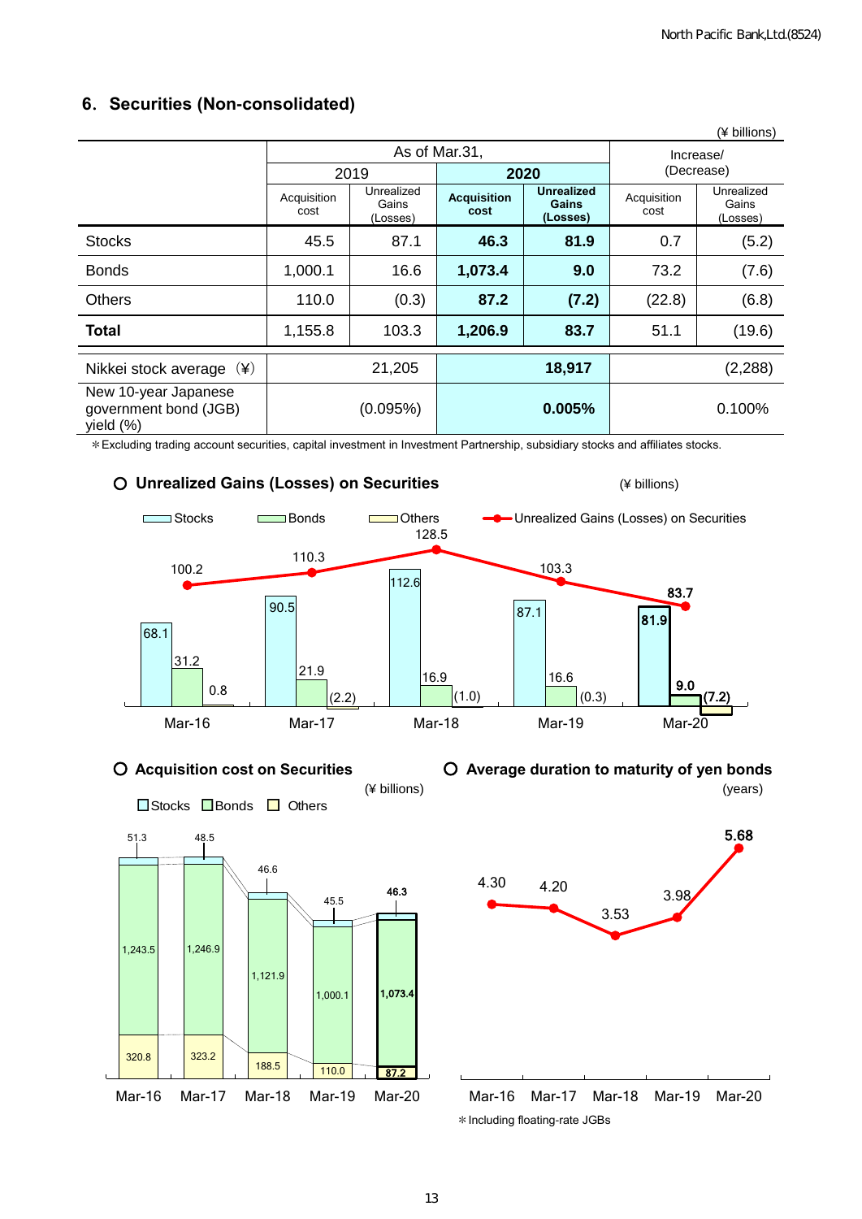## 6. Securities (Non-consolidated)

(¥ billions)

| | As of Mar.31, | | | | Increase/ (Decrease) | |
|---|---|---|---|---|---|---|
| | 2019 | | **2020** | | | |
| | Acquisition cost | Unrealized Gains (Losses) | **Acquisition cost** | **Unrealized Gains (Losses)** | Acquisition cost | Unrealized Gains (Losses) |
| Stocks | 45.5 | 87.1 | **46.3** | **81.9** | 0.7 | (5.2) |
| Bonds | 1,000.1 | 16.6 | **1,073.4** | **9.0** | 73.2 | (7.6) |
| Others | 110.0 | (0.3) | **87.2** | **(7.2)** | (22.8) | (6.8) |
| **Total** | 1,155.8 | 103.3 | **1,206.9** | **83.7** | 51.1 | (19.6) |
| Nikkei stock average (¥) | 21,205 | | **18,917** | | (2,288) | |
| New 10-year Japanese government bond (JGB) yield (%) | (0.095%) | | **0.005%** | | 0.100% | |

*Excluding trading account securities, capital investment in Investment Partnership, subsidiary stocks and affiliates stocks.

### ○ Unrealized Gains (Losses) on Securities

(¥ billions)

| | Stocks | Bonds | Others | Unrealized Gains (Losses) on Securities |
|---|---|---|---|---|
| Mar-16 | 68.1 | 31.2 | 0.8 | 100.2 |
| Mar-17 | 90.5 | 21.9 | (2.2) | 110.3 |
| Mar-18 | 112.6 | 16.9 | (1.0) | 128.5 |
| Mar-19 | 87.1 | 16.6 | (0.3) | 103.3 |
| Mar-20 | **81.9** | **9.0** | **(7.2)** | **83.7** |

### ○ Acquisition cost on Securities

(¥ billions)

| | Stocks | Bonds | Others |
|---|---|---|---|
| Mar-16 | 51.3 | 1,243.5 | 320.8 |
| Mar-17 | 48.5 | 1,246.9 | 323.2 |
| Mar-18 | 46.6 | 1,121.9 | 188.5 |
| Mar-19 | 45.5 | 1,000.1 | 110.0 |
| Mar-20 | **46.3** | **1,073.4** | **87.2** |

### ○ Average duration to maturity of yen bonds

(years)

| Mar-16 | Mar-17 | Mar-18 | Mar-19 | Mar-20 |
|---|---|---|---|---|
| 4.30 | 4.20 | 3.53 | 3.98 | **5.68** |

*Including floating-rate JGBs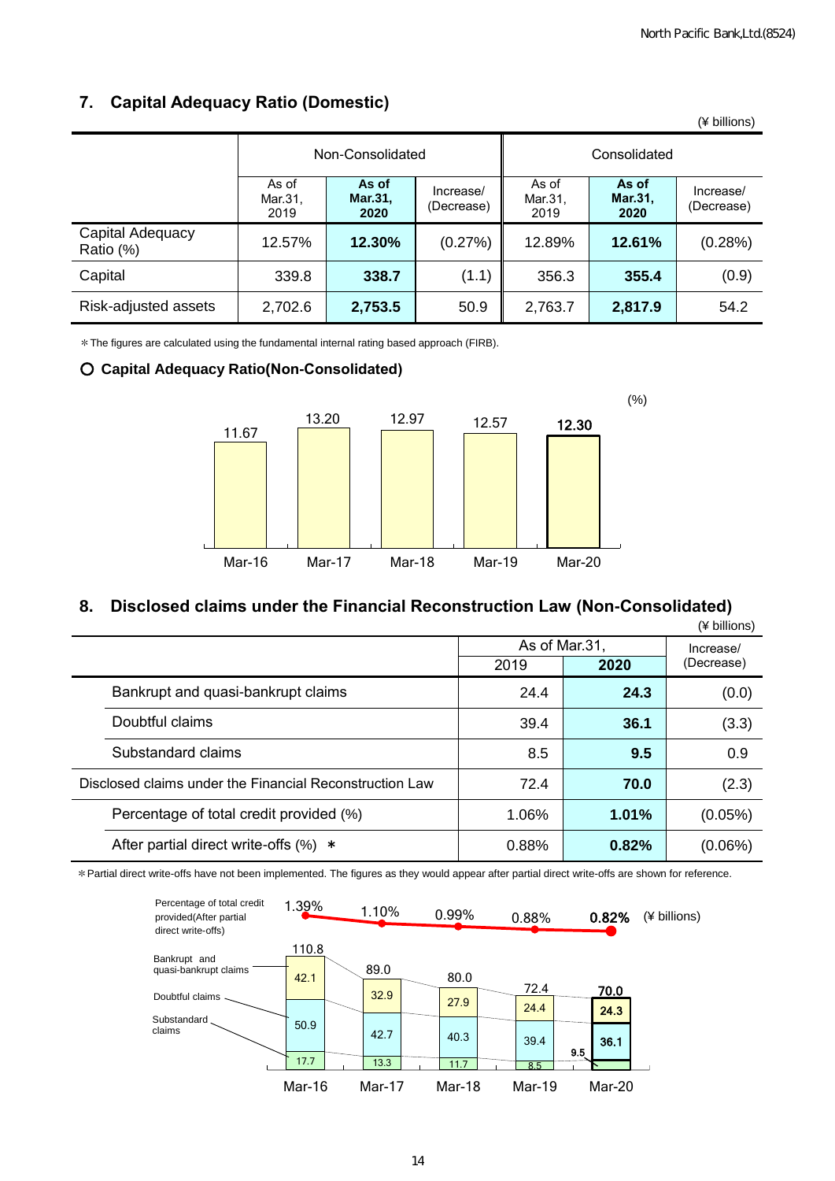## 7. Capital Adequacy Ratio (Domestic)

(¥ billions)

| | Non-Consolidated | | | Consolidated | | |
|---|---|---|---|---|---|---|
| | As of Mar.31, 2019 | **As of Mar.31, 2020** | Increase/ (Decrease) | As of Mar.31, 2019 | **As of Mar.31, 2020** | Increase/ (Decrease) |
| Capital Adequacy Ratio (%) | 12.57% | **12.30%** | (0.27%) | 12.89% | **12.61%** | (0.28%) |
| Capital | 339.8 | **338.7** | (1.1) | 356.3 | **355.4** | (0.9) |
| Risk-adjusted assets | 2,702.6 | **2,753.5** | 50.9 | 2,763.7 | **2,817.9** | 54.2 |

＊The figures are calculated using the fundamental internal rating based approach (FIRB).

### ○ Capital Adequacy Ratio(Non-Consolidated)

(%)

| Mar-16 | Mar-17 | Mar-18 | Mar-19 | Mar-20 |
|---|---|---|---|---|
| 11.67 | 13.20 | 12.97 | 12.57 | **12.30** |

## 8. Disclosed claims under the Financial Reconstruction Law (Non-Consolidated)

(¥ billions)

| | As of Mar.31, 2019 | As of Mar.31, **2020** | Increase/ (Decrease) |
|---|---|---|---|
| Bankrupt and quasi-bankrupt claims | 24.4 | **24.3** | (0.0) |
| Doubtful claims | 39.4 | **36.1** | (3.3) |
| Substandard claims | 8.5 | **9.5** | 0.9 |
| Disclosed claims under the Financial Reconstruction Law | 72.4 | **70.0** | (2.3) |
| Percentage of total credit provided (%) | 1.06% | **1.01%** | (0.05%) |
| After partial direct write-offs (%) ＊ | 0.88% | **0.82%** | (0.06%) |

＊Partial direct write-offs have not been implemented. The figures as they would appear after partial direct write-offs are shown for reference.

(¥ billions)

| | Mar-16 | Mar-17 | Mar-18 | Mar-19 | Mar-20 |
|---|---|---|---|---|---|
| Percentage of total credit provided(After partial direct write-offs) | 1.39% | 1.10% | 0.99% | 0.88% | **0.82%** |
| Bankrupt and quasi-bankrupt claims | 42.1 | 32.9 | 27.9 | 24.4 | **24.3** |
| Doubtful claims | 50.9 | 42.7 | 40.3 | 39.4 | **36.1** |
| Substandard claims | 17.7 | 13.3 | 11.7 | 8.5 | **9.5** |
| Total | 110.8 | 89.0 | 80.0 | 72.4 | **70.0** |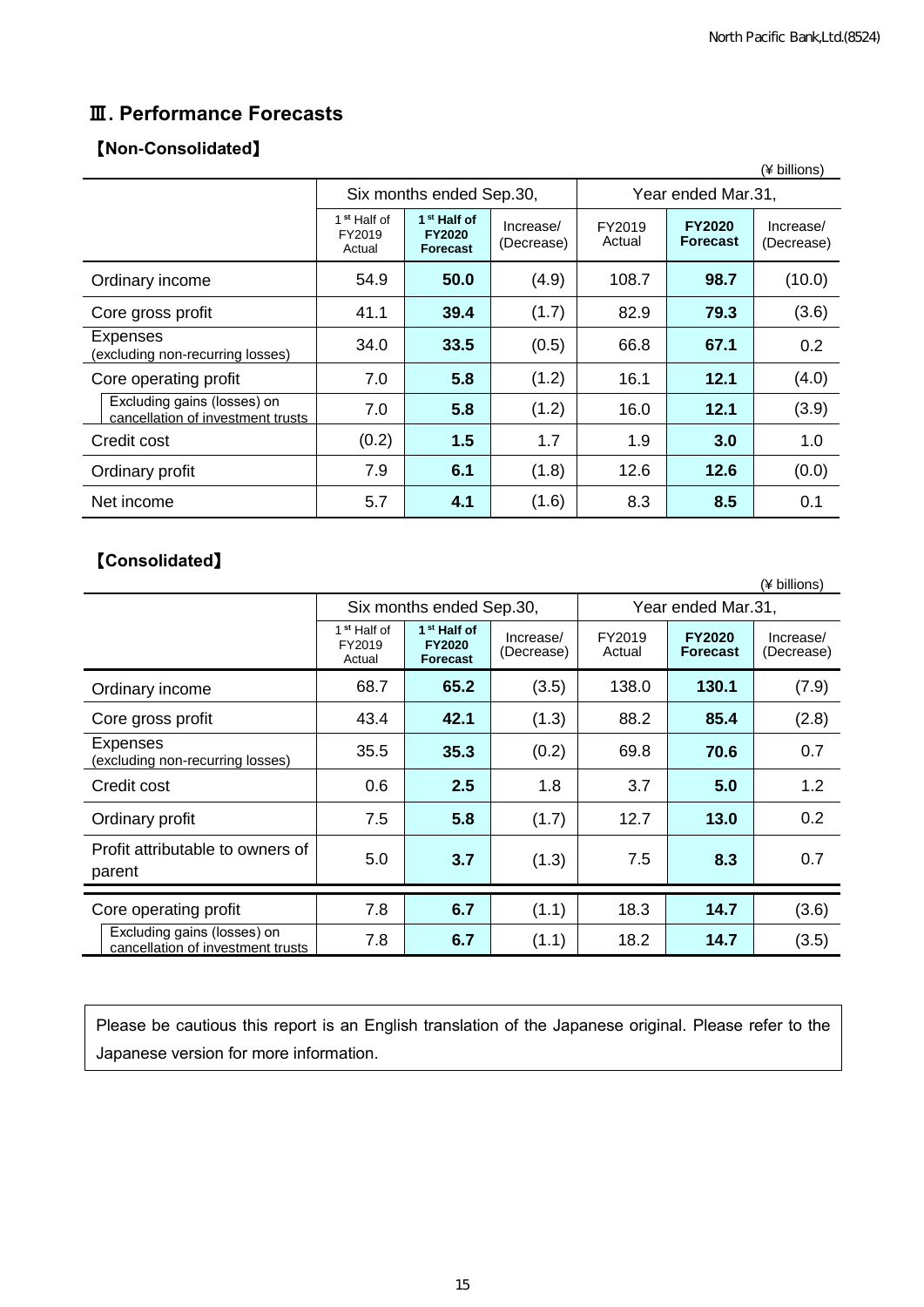## Ⅲ. Performance Forecasts

### 【Non-Consolidated】

(¥ billions)

| | Six months ended Sep.30, | | | Year ended Mar.31, | | |
|---|---|---|---|---|---|---|
| | 1st Half of FY2019 Actual | **1st Half of FY2020 Forecast** | Increase/ (Decrease) | FY2019 Actual | **FY2020 Forecast** | Increase/ (Decrease) |
| Ordinary income | 54.9 | **50.0** | (4.9) | 108.7 | **98.7** | (10.0) |
| Core gross profit | 41.1 | **39.4** | (1.7) | 82.9 | **79.3** | (3.6) |
| Expenses (excluding non-recurring losses) | 34.0 | **33.5** | (0.5) | 66.8 | **67.1** | 0.2 |
| Core operating profit | 7.0 | **5.8** | (1.2) | 16.1 | **12.1** | (4.0) |
| Excluding gains (losses) on cancellation of investment trusts | 7.0 | **5.8** | (1.2) | 16.0 | **12.1** | (3.9) |
| Credit cost | (0.2) | **1.5** | 1.7 | 1.9 | **3.0** | 1.0 |
| Ordinary profit | 7.9 | **6.1** | (1.8) | 12.6 | **12.6** | (0.0) |
| Net income | 5.7 | **4.1** | (1.6) | 8.3 | **8.5** | 0.1 |

### 【Consolidated】

(¥ billions)

| | Six months ended Sep.30, | | | Year ended Mar.31, | | |
|---|---|---|---|---|---|---|
| | 1st Half of FY2019 Actual | **1st Half of FY2020 Forecast** | Increase/ (Decrease) | FY2019 Actual | **FY2020 Forecast** | Increase/ (Decrease) |
| Ordinary income | 68.7 | **65.2** | (3.5) | 138.0 | **130.1** | (7.9) |
| Core gross profit | 43.4 | **42.1** | (1.3) | 88.2 | **85.4** | (2.8) |
| Expenses (excluding non-recurring losses) | 35.5 | **35.3** | (0.2) | 69.8 | **70.6** | 0.7 |
| Credit cost | 0.6 | **2.5** | 1.8 | 3.7 | **5.0** | 1.2 |
| Ordinary profit | 7.5 | **5.8** | (1.7) | 12.7 | **13.0** | 0.2 |
| Profit attributable to owners of parent | 5.0 | **3.7** | (1.3) | 7.5 | **8.3** | 0.7 |
| Core operating profit | 7.8 | **6.7** | (1.1) | 18.3 | **14.7** | (3.6) |
| Excluding gains (losses) on cancellation of investment trusts | 7.8 | **6.7** | (1.1) | 18.2 | **14.7** | (3.5) |

Please be cautious this report is an English translation of the Japanese original. Please refer to the Japanese version for more information.